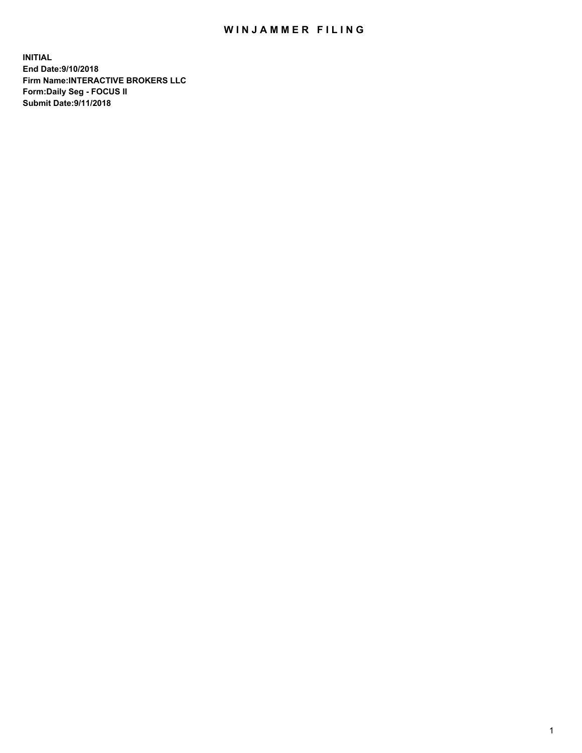# WINJAMMER FILING

**INITIAL**
**End Date:9/10/2018**
**Firm Name:INTERACTIVE BROKERS LLC**
**Form:Daily Seg - FOCUS II**
**Submit Date:9/11/2018**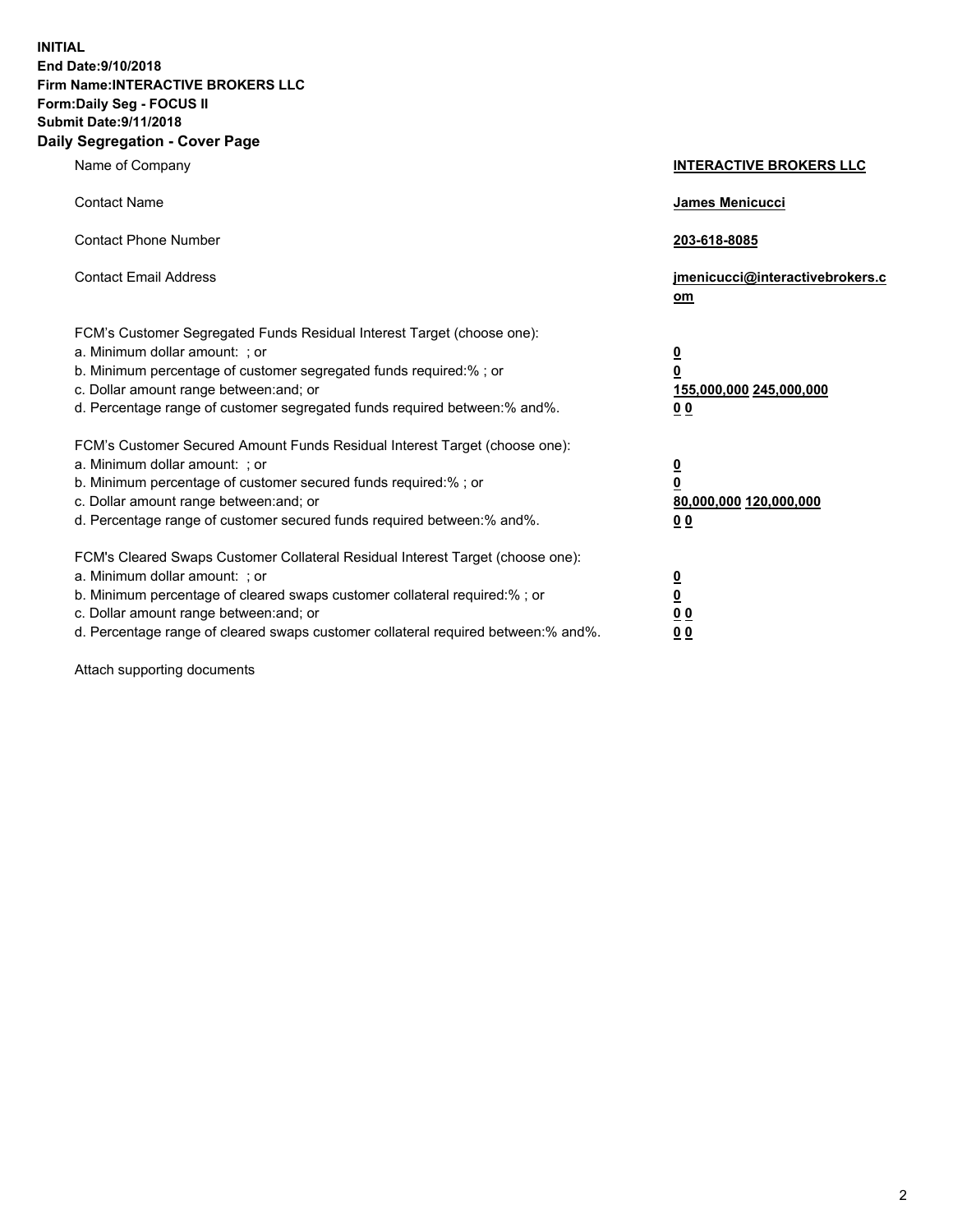**INITIAL**
**End Date:9/10/2018**
**Firm Name:INTERACTIVE BROKERS LLC**
**Form:Daily Seg - FOCUS II**
**Submit Date:9/11/2018**
**Daily Segregation - Cover Page**

| | |
|---|---|
| Name of Company | **INTERACTIVE BROKERS LLC** |
| Contact Name | **James Menicucci** |
| Contact Phone Number | **203-618-8085** |
| Contact Email Address | **jmenicucci@interactivebrokers.com** |

FCM's Customer Segregated Funds Residual Interest Target (choose one):

| | |
|---|---|
| a. Minimum dollar amount: ; or | **0** |
| b. Minimum percentage of customer segregated funds required:% ; or | **0** |
| c. Dollar amount range between:and; or | **155,000,000 245,000,000** |
| d. Percentage range of customer segregated funds required between:% and%. | **0 0** |

FCM's Customer Secured Amount Funds Residual Interest Target (choose one):

| | |
|---|---|
| a. Minimum dollar amount: ; or | **0** |
| b. Minimum percentage of customer secured funds required:% ; or | **0** |
| c. Dollar amount range between:and; or | **80,000,000 120,000,000** |
| d. Percentage range of customer secured funds required between:% and%. | **0 0** |

FCM's Cleared Swaps Customer Collateral Residual Interest Target (choose one):

| | |
|---|---|
| a. Minimum dollar amount: ; or | **0** |
| b. Minimum percentage of cleared swaps customer collateral required:% ; or | **0** |
| c. Dollar amount range between:and; or | **0 0** |
| d. Percentage range of cleared swaps customer collateral required between:% and%. | **0 0** |

Attach supporting documents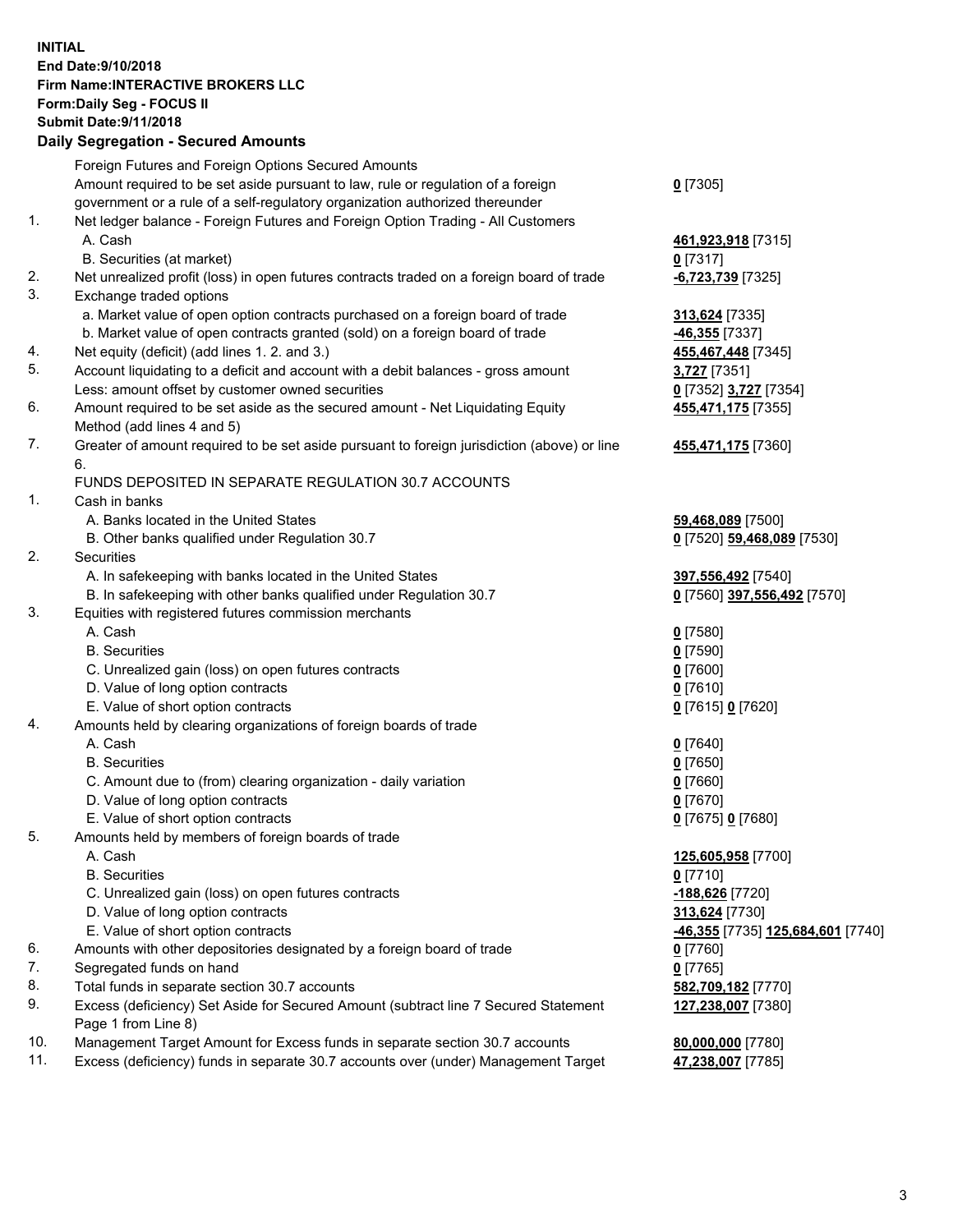**INITIAL**
**End Date:9/10/2018**
**Firm Name:INTERACTIVE BROKERS LLC**
**Form:Daily Seg - FOCUS II**
**Submit Date:9/11/2018**

**Daily Segregation - Secured Amounts**

| | | |
|---|---|---|
| | Foreign Futures and Foreign Options Secured Amounts | |
| | Amount required to be set aside pursuant to law, rule or regulation of a foreign government or a rule of a self-regulatory organization authorized thereunder | **0** [7305] |
| 1. | Net ledger balance - Foreign Futures and Foreign Option Trading - All Customers | |
| | A. Cash | **461,923,918** [7315] |
| | B. Securities (at market) | **0** [7317] |
| 2. | Net unrealized profit (loss) in open futures contracts traded on a foreign board of trade | **-6,723,739** [7325] |
| 3. | Exchange traded options | |
| | a. Market value of open option contracts purchased on a foreign board of trade | **313,624** [7335] |
| | b. Market value of open contracts granted (sold) on a foreign board of trade | **-46,355** [7337] |
| 4. | Net equity (deficit) (add lines 1. 2. and 3.) | **455,467,448** [7345] |
| 5. | Account liquidating to a deficit and account with a debit balances - gross amount | **3,727** [7351] |
| | Less: amount offset by customer owned securities | **0** [7352] **3,727** [7354] |
| 6. | Amount required to be set aside as the secured amount - Net Liquidating Equity Method (add lines 4 and 5) | **455,471,175** [7355] |
| 7. | Greater of amount required to be set aside pursuant to foreign jurisdiction (above) or line 6. | **455,471,175** [7360] |
| | FUNDS DEPOSITED IN SEPARATE REGULATION 30.7 ACCOUNTS | |
| 1. | Cash in banks | |
| | A. Banks located in the United States | **59,468,089** [7500] |
| | B. Other banks qualified under Regulation 30.7 | **0** [7520] **59,468,089** [7530] |
| 2. | Securities | |
| | A. In safekeeping with banks located in the United States | **397,556,492** [7540] |
| | B. In safekeeping with other banks qualified under Regulation 30.7 | **0** [7560] **397,556,492** [7570] |
| 3. | Equities with registered futures commission merchants | |
| | A. Cash | **0** [7580] |
| | B. Securities | **0** [7590] |
| | C. Unrealized gain (loss) on open futures contracts | **0** [7600] |
| | D. Value of long option contracts | **0** [7610] |
| | E. Value of short option contracts | **0** [7615] **0** [7620] |
| 4. | Amounts held by clearing organizations of foreign boards of trade | |
| | A. Cash | **0** [7640] |
| | B. Securities | **0** [7650] |
| | C. Amount due to (from) clearing organization - daily variation | **0** [7660] |
| | D. Value of long option contracts | **0** [7670] |
| | E. Value of short option contracts | **0** [7675] **0** [7680] |
| 5. | Amounts held by members of foreign boards of trade | |
| | A. Cash | **125,605,958** [7700] |
| | B. Securities | **0** [7710] |
| | C. Unrealized gain (loss) on open futures contracts | **-188,626** [7720] |
| | D. Value of long option contracts | **313,624** [7730] |
| | E. Value of short option contracts | **-46,355** [7735] **125,684,601** [7740] |
| 6. | Amounts with other depositories designated by a foreign board of trade | **0** [7760] |
| 7. | Segregated funds on hand | **0** [7765] |
| 8. | Total funds in separate section 30.7 accounts | **582,709,182** [7770] |
| 9. | Excess (deficiency) Set Aside for Secured Amount (subtract line 7 Secured Statement Page 1 from Line 8) | **127,238,007** [7380] |
| 10. | Management Target Amount for Excess funds in separate section 30.7 accounts | **80,000,000** [7780] |
| 11. | Excess (deficiency) funds in separate 30.7 accounts over (under) Management Target | **47,238,007** [7785] |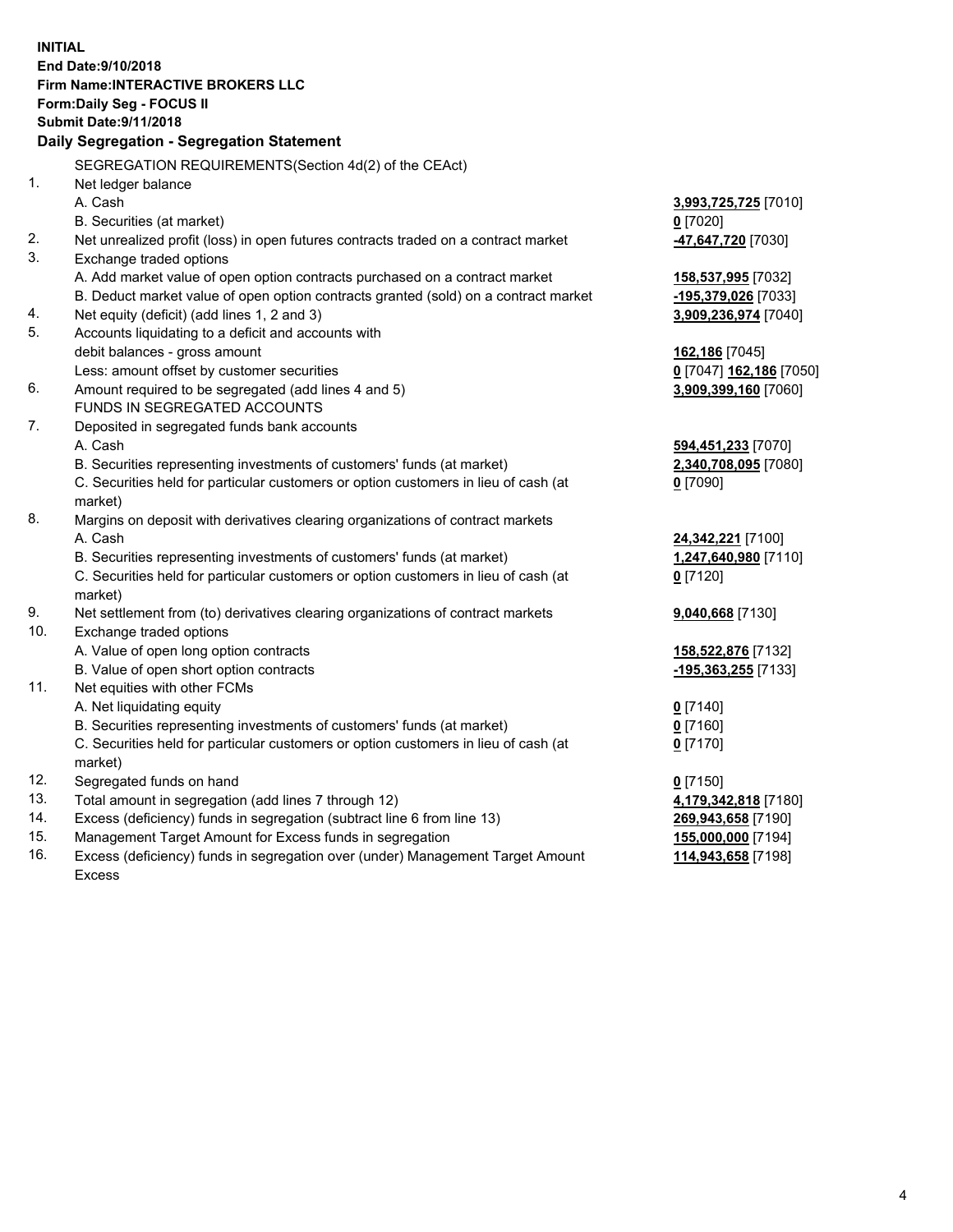**INITIAL**
**End Date:9/10/2018**
**Firm Name:INTERACTIVE BROKERS LLC**
**Form:Daily Seg - FOCUS II**
**Submit Date:9/11/2018**

**Daily Segregation - Segregation Statement**

SEGREGATION REQUIREMENTS(Section 4d(2) of the CEAct)

| No. | Description | Amount |
|---|---|---|
| 1. | Net ledger balance | |
| | A. Cash | **3,993,725,725** [7010] |
| | B. Securities (at market) | **0** [7020] |
| 2. | Net unrealized profit (loss) in open futures contracts traded on a contract market | **-47,647,720** [7030] |
| 3. | Exchange traded options | |
| | A. Add market value of open option contracts purchased on a contract market | **158,537,995** [7032] |
| | B. Deduct market value of open option contracts granted (sold) on a contract market | **-195,379,026** [7033] |
| 4. | Net equity (deficit) (add lines 1, 2 and 3) | **3,909,236,974** [7040] |
| 5. | Accounts liquidating to a deficit and accounts with debit balances - gross amount | **162,186** [7045] |
| | Less: amount offset by customer securities | **0** [7047] **162,186** [7050] |
| 6. | Amount required to be segregated (add lines 4 and 5) | **3,909,399,160** [7060] |
| | FUNDS IN SEGREGATED ACCOUNTS | |
| 7. | Deposited in segregated funds bank accounts | |
| | A. Cash | **594,451,233** [7070] |
| | B. Securities representing investments of customers' funds (at market) | **2,340,708,095** [7080] |
| | C. Securities held for particular customers or option customers in lieu of cash (at market) | **0** [7090] |
| 8. | Margins on deposit with derivatives clearing organizations of contract markets | |
| | A. Cash | **24,342,221** [7100] |
| | B. Securities representing investments of customers' funds (at market) | **1,247,640,980** [7110] |
| | C. Securities held for particular customers or option customers in lieu of cash (at market) | **0** [7120] |
| 9. | Net settlement from (to) derivatives clearing organizations of contract markets | **9,040,668** [7130] |
| 10. | Exchange traded options | |
| | A. Value of open long option contracts | **158,522,876** [7132] |
| | B. Value of open short option contracts | **-195,363,255** [7133] |
| 11. | Net equities with other FCMs | |
| | A. Net liquidating equity | **0** [7140] |
| | B. Securities representing investments of customers' funds (at market) | **0** [7160] |
| | C. Securities held for particular customers or option customers in lieu of cash (at market) | **0** [7170] |
| 12. | Segregated funds on hand | **0** [7150] |
| 13. | Total amount in segregation (add lines 7 through 12) | **4,179,342,818** [7180] |
| 14. | Excess (deficiency) funds in segregation (subtract line 6 from line 13) | **269,943,658** [7190] |
| 15. | Management Target Amount for Excess funds in segregation | **155,000,000** [7194] |
| 16. | Excess (deficiency) funds in segregation over (under) Management Target Amount Excess | **114,943,658** [7198] |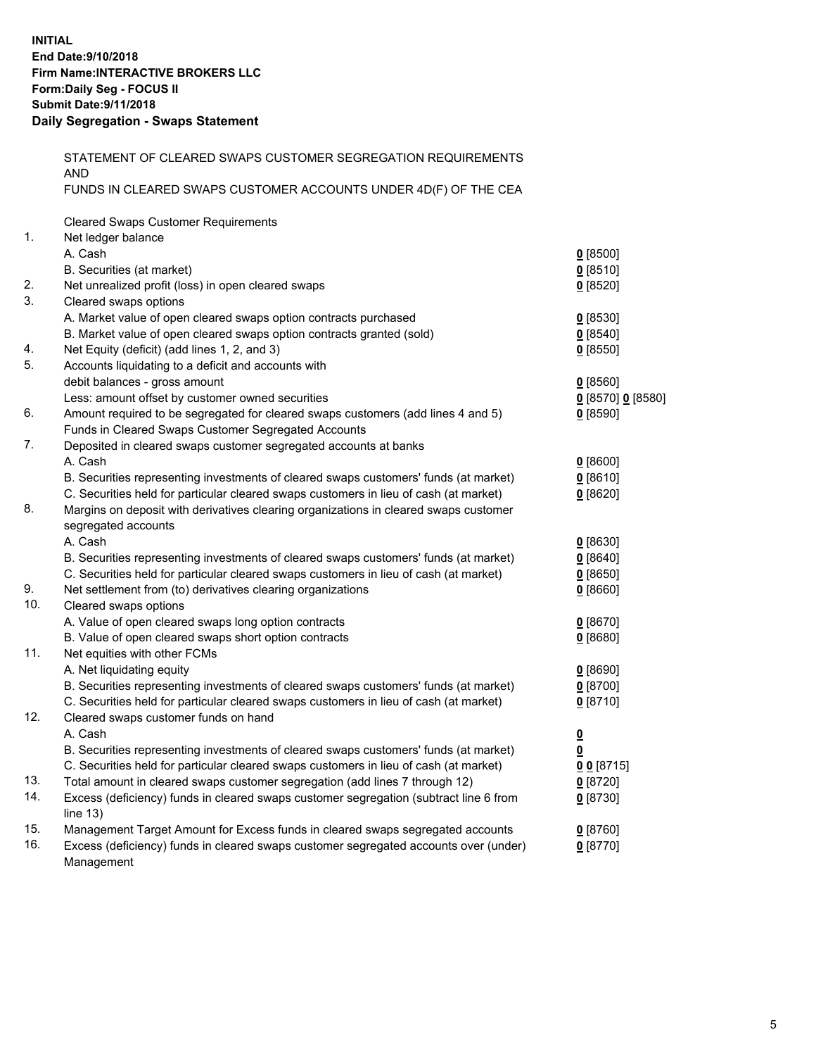**INITIAL**
**End Date:9/10/2018**
**Firm Name:INTERACTIVE BROKERS LLC**
**Form:Daily Seg - FOCUS II**
**Submit Date:9/11/2018**
**Daily Segregation - Swaps Statement**

STATEMENT OF CLEARED SWAPS CUSTOMER SEGREGATION REQUIREMENTS
AND
FUNDS IN CLEARED SWAPS CUSTOMER ACCOUNTS UNDER 4D(F) OF THE CEA

| | | |
|---|---|---|
| | Cleared Swaps Customer Requirements | |
| 1. | Net ledger balance | |
| | A. Cash | 0 [8500] |
| | B. Securities (at market) | 0 [8510] |
| 2. | Net unrealized profit (loss) in open cleared swaps | 0 [8520] |
| 3. | Cleared swaps options | |
| | A. Market value of open cleared swaps option contracts purchased | 0 [8530] |
| | B. Market value of open cleared swaps option contracts granted (sold) | 0 [8540] |
| 4. | Net Equity (deficit) (add lines 1, 2, and 3) | 0 [8550] |
| 5. | Accounts liquidating to a deficit and accounts with | |
| | debit balances - gross amount | 0 [8560] |
| | Less: amount offset by customer owned securities | 0 [8570] 0 [8580] |
| 6. | Amount required to be segregated for cleared swaps customers (add lines 4 and 5) | 0 [8590] |
| | Funds in Cleared Swaps Customer Segregated Accounts | |
| 7. | Deposited in cleared swaps customer segregated accounts at banks | |
| | A. Cash | 0 [8600] |
| | B. Securities representing investments of cleared swaps customers' funds (at market) | 0 [8610] |
| | C. Securities held for particular cleared swaps customers in lieu of cash (at market) | 0 [8620] |
| 8. | Margins on deposit with derivatives clearing organizations in cleared swaps customer segregated accounts | |
| | A. Cash | 0 [8630] |
| | B. Securities representing investments of cleared swaps customers' funds (at market) | 0 [8640] |
| | C. Securities held for particular cleared swaps customers in lieu of cash (at market) | 0 [8650] |
| 9. | Net settlement from (to) derivatives clearing organizations | 0 [8660] |
| 10. | Cleared swaps options | |
| | A. Value of open cleared swaps long option contracts | 0 [8670] |
| | B. Value of open cleared swaps short option contracts | 0 [8680] |
| 11. | Net equities with other FCMs | |
| | A. Net liquidating equity | 0 [8690] |
| | B. Securities representing investments of cleared swaps customers' funds (at market) | 0 [8700] |
| | C. Securities held for particular cleared swaps customers in lieu of cash (at market) | 0 [8710] |
| 12. | Cleared swaps customer funds on hand | |
| | A. Cash | 0 |
| | B. Securities representing investments of cleared swaps customers' funds (at market) | 0 |
| | C. Securities held for particular cleared swaps customers in lieu of cash (at market) | 0 0 [8715] |
| 13. | Total amount in cleared swaps customer segregation (add lines 7 through 12) | 0 [8720] |
| 14. | Excess (deficiency) funds in cleared swaps customer segregation (subtract line 6 from line 13) | 0 [8730] |
| 15. | Management Target Amount for Excess funds in cleared swaps segregated accounts | 0 [8760] |
| 16. | Excess (deficiency) funds in cleared swaps customer segregated accounts over (under) Management | 0 [8770] |